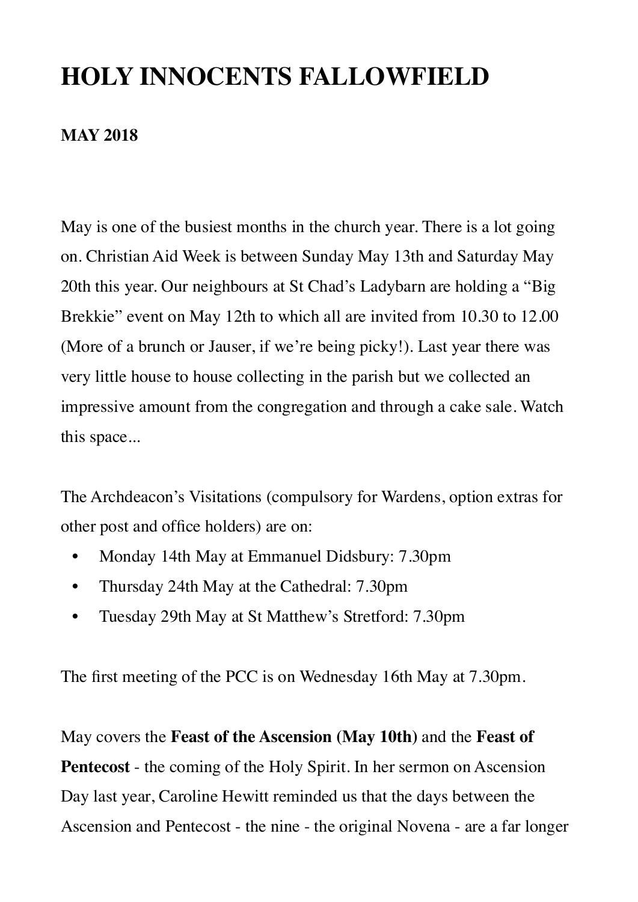# HOLY INNOCENTS FALLOWFIELD

**MAY 2018**

May is one of the busiest months in the church year. There is a lot going on. Christian Aid Week is between Sunday May 13th and Saturday May 20th this year. Our neighbours at St Chad's Ladybarn are holding a "Big Brekkie" event on May 12th to which all are invited from 10.30 to 12.00 (More of a brunch or Jauser, if we're being picky!). Last year there was very little house to house collecting in the parish but we collected an impressive amount from the congregation and through a cake sale. Watch this space...

The Archdeacon's Visitations (compulsory for Wardens, option extras for other post and office holders) are on:

- Monday 14th May at Emmanuel Didsbury: 7.30pm
- Thursday 24th May at the Cathedral: 7.30pm
- Tuesday 29th May at St Matthew's Stretford: 7.30pm

The first meeting of the PCC is on Wednesday 16th May at 7.30pm.

May covers the **Feast of the Ascension (May 10th)** and the **Feast of Pentecost** - the coming of the Holy Spirit. In her sermon on Ascension Day last year, Caroline Hewitt reminded us that the days between the Ascension and Pentecost - the nine - the original Novena - are a far longer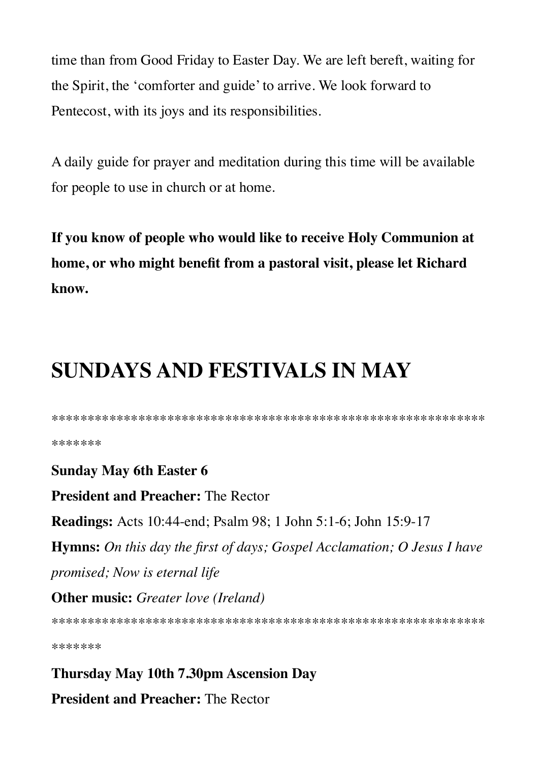time than from Good Friday to Easter Day. We are left bereft, waiting for the Spirit, the 'comforter and guide' to arrive. We look forward to Pentecost, with its joys and its responsibilities.

A daily guide for prayer and meditation during this time will be available for people to use in church or at home.

**If you know of people who would like to receive Holy Communion at home, or who might benefit from a pastoral visit, please let Richard know.**

# SUNDAYS AND FESTIVALS IN MAY

****************************************************************

**Sunday May 6th Easter 6**

**President and Preacher:** The Rector

**Readings:** Acts 10:44-end; Psalm 98; 1 John 5:1-6; John 15:9-17

**Hymns:** *On this day the first of days; Gospel Acclamation; O Jesus I have promised; Now is eternal life*

**Other music:** *Greater love (Ireland)*

****************************************************************

**Thursday May 10th 7.30pm Ascension Day**

**President and Preacher:** The Rector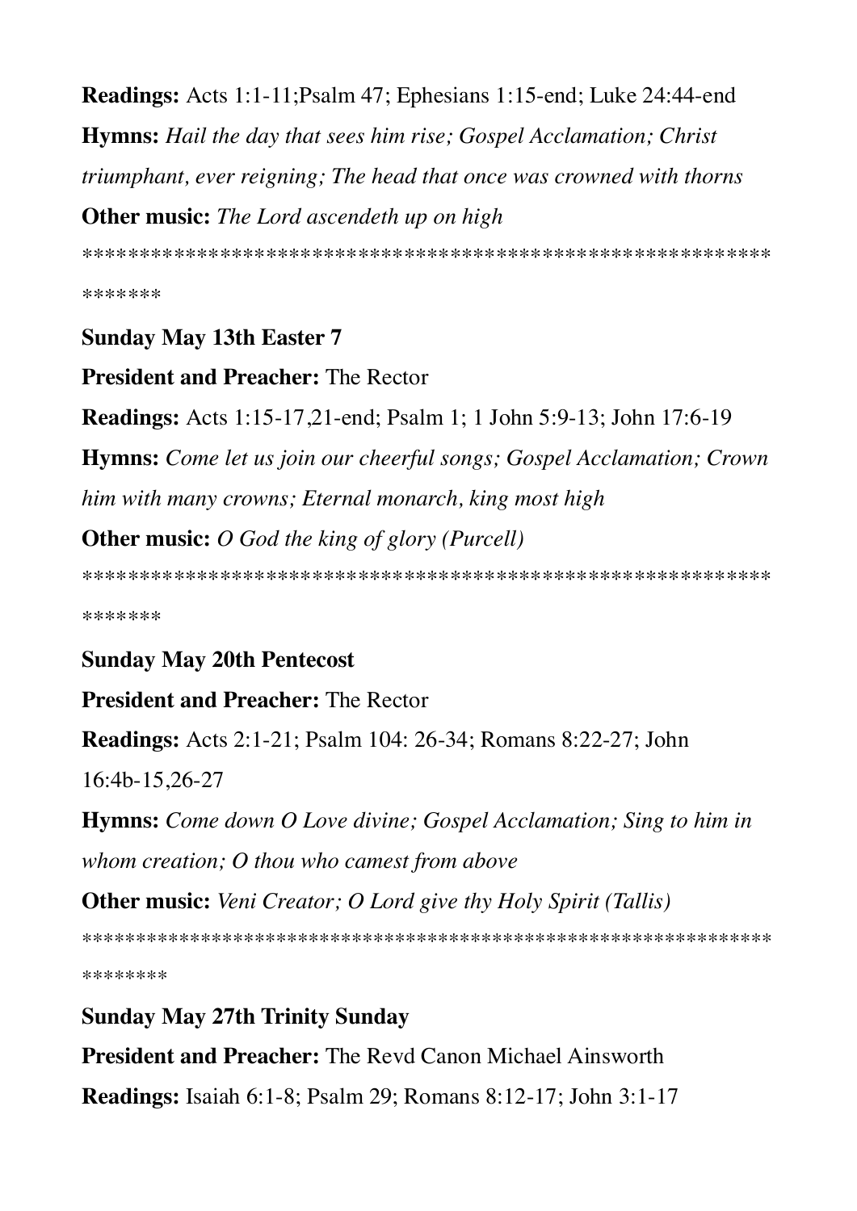**Readings:** Acts 1:1-11;Psalm 47; Ephesians 1:15-end; Luke 24:44-end

**Hymns:** *Hail the day that sees him rise; Gospel Acclamation; Christ triumphant, ever reigning; The head that once was crowned with thorns*

**Other music:** *The Lord ascendeth up on high*

****************************************************************

**Sunday May 13th Easter 7**

**President and Preacher:** The Rector

**Readings:** Acts 1:15-17,21-end; Psalm 1; 1 John 5:9-13; John 17:6-19

**Hymns:** *Come let us join our cheerful songs; Gospel Acclamation; Crown him with many crowns; Eternal monarch, king most high*

**Other music:** *O God the king of glory (Purcell)*

****************************************************************

**Sunday May 20th Pentecost**

**President and Preacher:** The Rector

**Readings:** Acts 2:1-21; Psalm 104: 26-34; Romans 8:22-27; John 16:4b-15,26-27

**Hymns:** *Come down O Love divine; Gospel Acclamation; Sing to him in whom creation; O thou who camest from above*

**Other music:** *Veni Creator; O Lord give thy Holy Spirit (Tallis)*

*****************************************************************

**Sunday May 27th Trinity Sunday**

**President and Preacher:** The Revd Canon Michael Ainsworth

**Readings:** Isaiah 6:1-8; Psalm 29; Romans 8:12-17; John 3:1-17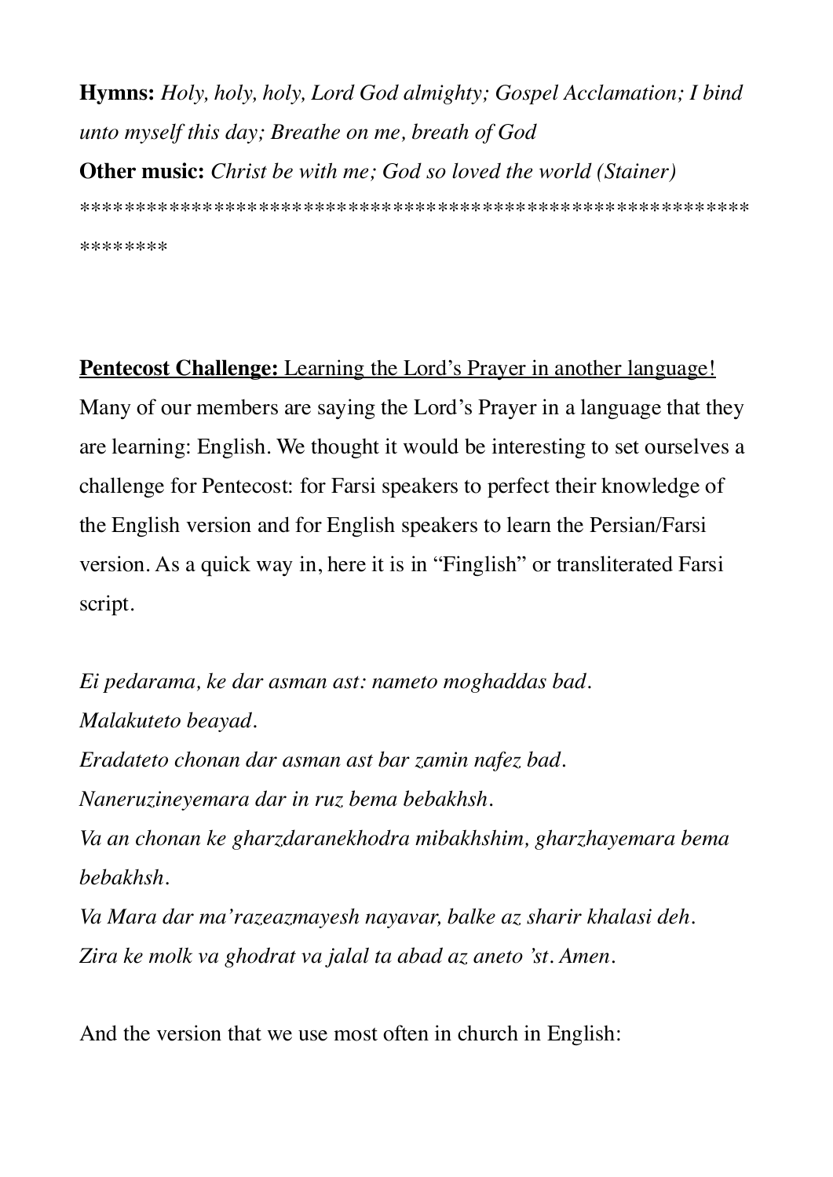**Hymns:** *Holy, holy, holy, Lord God almighty; Gospel Acclamation; I bind unto myself this day; Breathe on me, breath of God*
**Other music:** *Christ be with me; God so loved the world (Stainer)*
*******************************************************************

**<u>Pentecost Challenge:</u>** <u>Learning the Lord's Prayer in another language!</u>
Many of our members are saying the Lord's Prayer in a language that they are learning: English. We thought it would be interesting to set ourselves a challenge for Pentecost: for Farsi speakers to perfect their knowledge of the English version and for English speakers to learn the Persian/Farsi version. As a quick way in, here it is in "Finglish" or transliterated Farsi script.

*Ei pedarama, ke dar asman ast: nameto moghaddas bad.*
*Malakuteto beayad.*
*Eradateto chonan dar asman ast bar zamin nafez bad.*
*Naneruzineyemara dar in ruz bema bebakhsh.*
*Va an chonan ke gharzdaranekhodra mibakhshim, gharzhayemara bema bebakhsh.*
*Va Mara dar ma'razeazmayesh nayavar, balke az sharir khalasi deh.*
*Zira ke molk va ghodrat va jalal ta abad az aneto 'st. Amen.*

And the version that we use most often in church in English: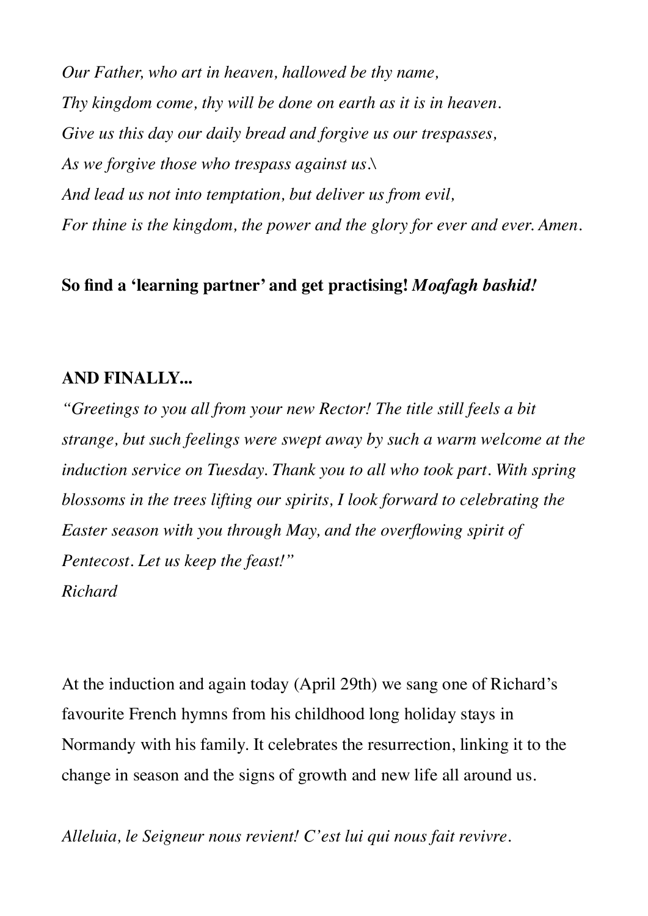*Our Father, who art in heaven, hallowed be thy name,*
*Thy kingdom come, thy will be done on earth as it is in heaven.*
*Give us this day our daily bread and forgive us our trespasses,*
*As we forgive those who trespass against us.\*
*And lead us not into temptation, but deliver us from evil,*
*For thine is the kingdom, the power and the glory for ever and ever. Amen.*

**So find a 'learning partner' and get practising!** ***Moafagh bashid!***

**AND FINALLY...**

*"Greetings to you all from your new Rector! The title still feels a bit strange, but such feelings were swept away by such a warm welcome at the induction service on Tuesday. Thank you to all who took part. With spring blossoms in the trees lifting our spirits, I look forward to celebrating the Easter season with you through May, and the overflowing spirit of Pentecost. Let us keep the feast!"*
*Richard*

At the induction and again today (April 29th) we sang one of Richard's favourite French hymns from his childhood long holiday stays in Normandy with his family. It celebrates the resurrection, linking it to the change in season and the signs of growth and new life all around us.

*Alleluia, le Seigneur nous revient! C'est lui qui nous fait revivre.*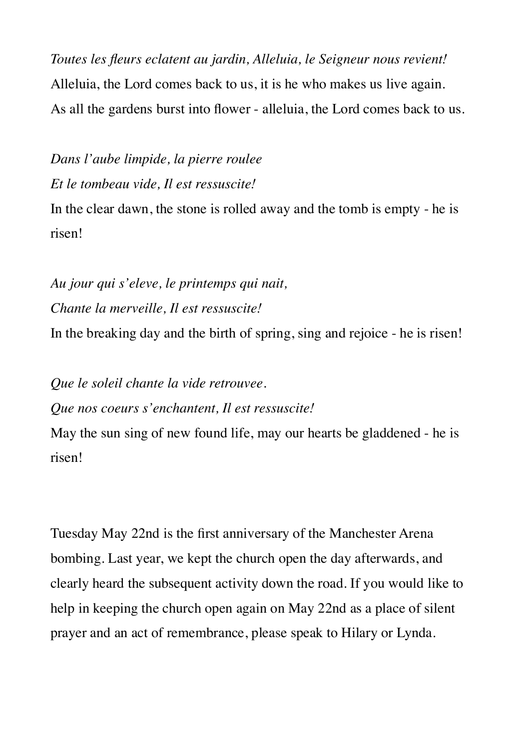*Toutes les fleurs eclatent au jardin, Alleluia, le Seigneur nous revient!*
Alleluia, the Lord comes back to us, it is he who makes us live again.
As all the gardens burst into flower - alleluia, the Lord comes back to us.

*Dans l'aube limpide, la pierre roulee*
*Et le tombeau vide, Il est ressuscite!*
In the clear dawn, the stone is rolled away and the tomb is empty - he is risen!

*Au jour qui s'eleve, le printemps qui nait,*
*Chante la merveille, Il est ressuscite!*
In the breaking day and the birth of spring, sing and rejoice - he is risen!

*Que le soleil chante la vide retrouvee.*
*Que nos coeurs s'enchantent, Il est ressuscite!*
May the sun sing of new found life, may our hearts be gladdened - he is risen!

Tuesday May 22nd is the first anniversary of the Manchester Arena bombing. Last year, we kept the church open the day afterwards, and clearly heard the subsequent activity down the road. If you would like to help in keeping the church open again on May 22nd as a place of silent prayer and an act of remembrance, please speak to Hilary or Lynda.